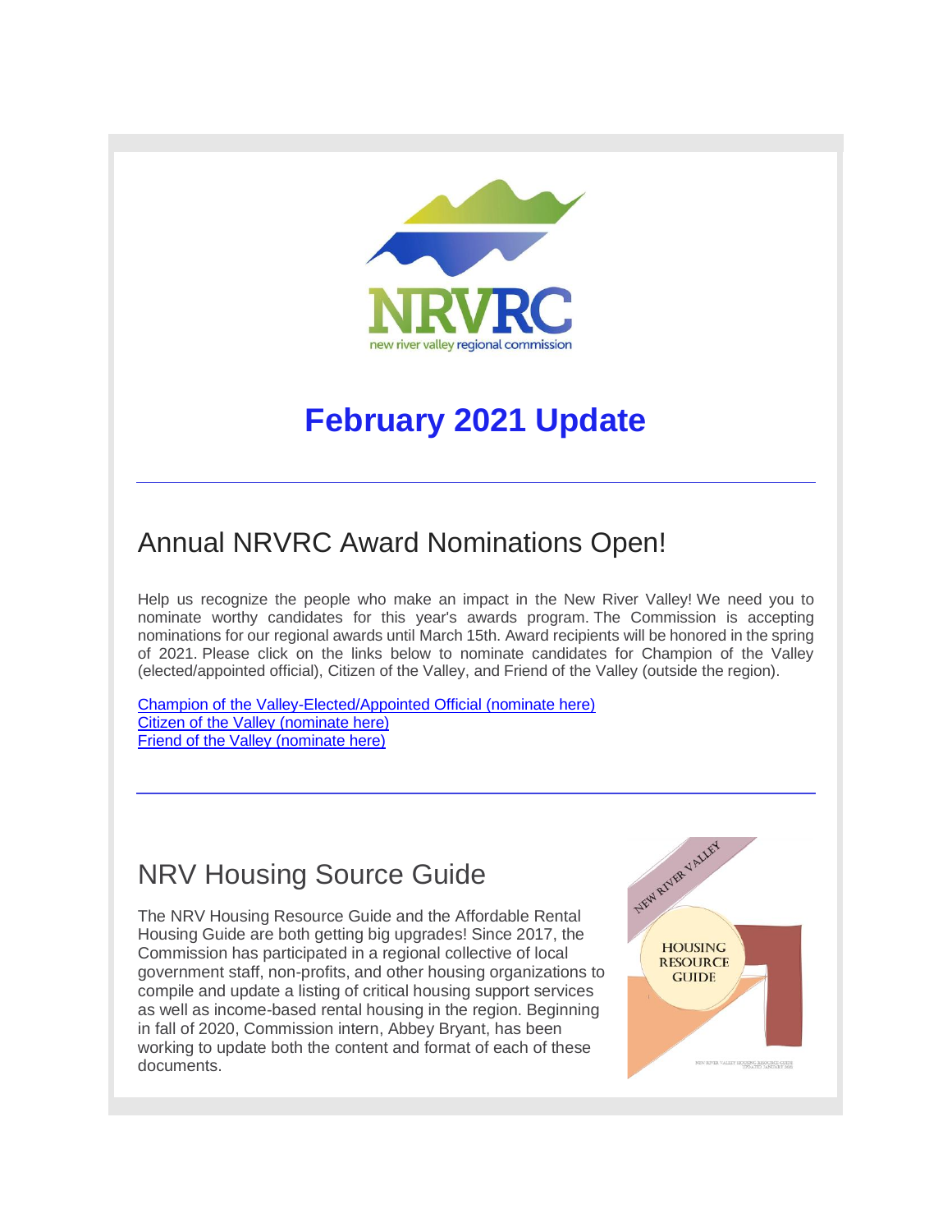# February 2021 Update

## Annual NRVRC Award Nominations Open!

Help us recognize the people who make an impact in the New River Valley! We need you to nominate worthy candidates for this year's awards program. The Commission is accepting nominations for our regional awards until March 15th. Award recipients will be honored in the spring of 2021. Please click on the links below to nominate candidates for Champion of the Valley (elected/appointed official), Citizen of the Valley, and Friend of the Valley (outside the region).

Champion of the Valley-Elected/Appointed Official (nominate here)
Citizen of the Valley (nominate here)
Friend of the Valley (nominate here)

## NRV Housing Source Guide

The NRV Housing Resource Guide and the Affordable Rental Housing Guide are both getting big upgrades! Since 2017, the Commission has participated in a regional collective of local government staff, non-profits, and other housing organizations to compile and update a listing of critical housing support services as well as income-based rental housing in the region. Beginning in fall of 2020, Commission intern, Abbey Bryant, has been working to update both the content and format of each of these documents.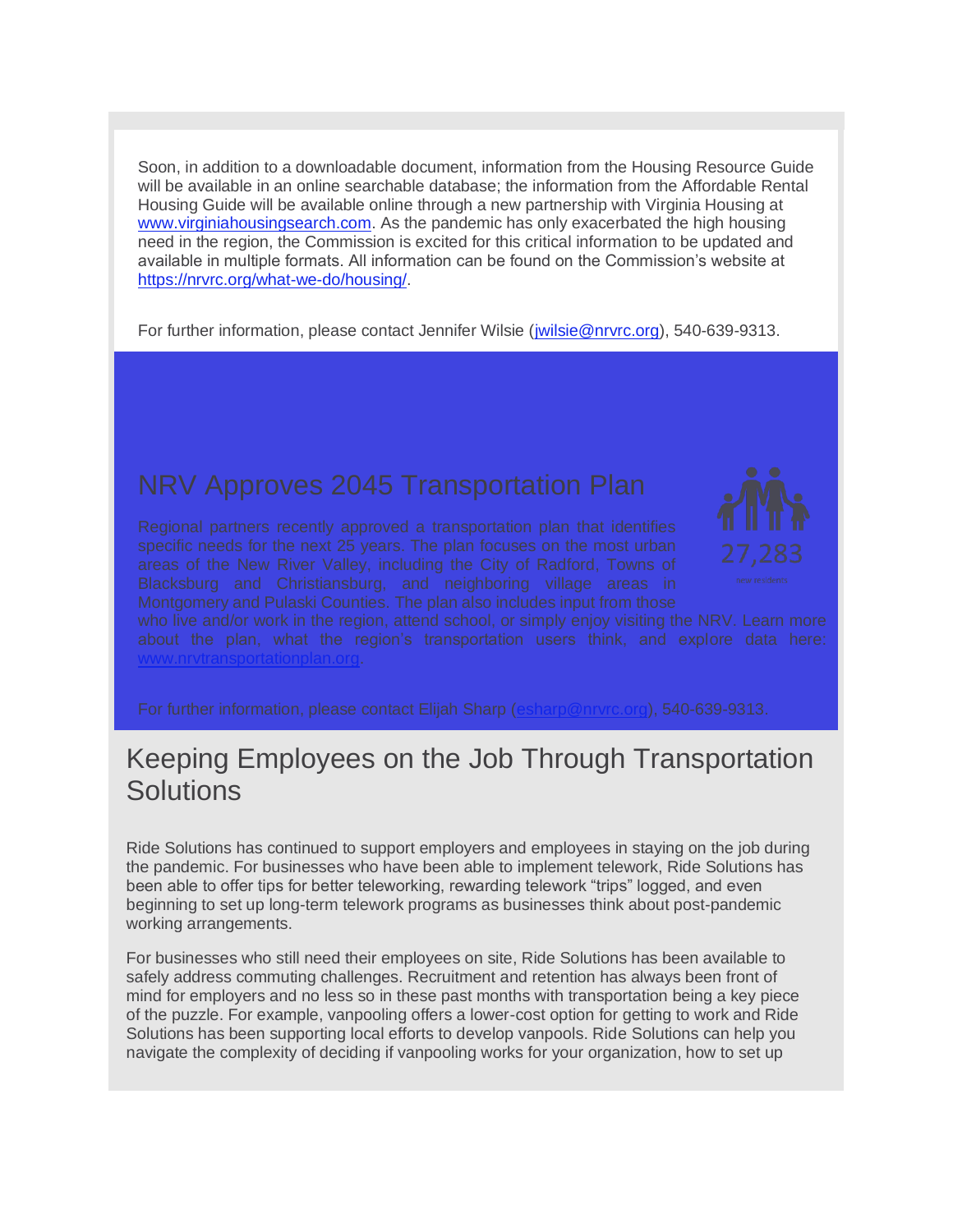Soon, in addition to a downloadable document, information from the Housing Resource Guide will be available in an online searchable database; the information from the Affordable Rental Housing Guide will be available online through a new partnership with Virginia Housing at www.virginiahousingsearch.com. As the pandemic has only exacerbated the high housing need in the region, the Commission is excited for this critical information to be updated and available in multiple formats. All information can be found on the Commission's website at https://nrvrc.org/what-we-do/housing/.

For further information, please contact Jennifer Wilsie (jwilsie@nrvrc.org), 540-639-9313.

## NRV Approves 2045 Transportation Plan

27,283

new residents

Regional partners recently approved a transportation plan that identifies specific needs for the next 25 years. The plan focuses on the most urban areas of the New River Valley, including the City of Radford, Towns of Blacksburg and Christiansburg, and neighboring village areas in Montgomery and Pulaski Counties. The plan also includes input from those who live and/or work in the region, attend school, or simply enjoy visiting the NRV. Learn more about the plan, what the region's transportation users think, and explore data here: www.nrvtransportationplan.org.

For further information, please contact Elijah Sharp (esharp@nrvrc.org), 540-639-9313.

## Keeping Employees on the Job Through Transportation Solutions

Ride Solutions has continued to support employers and employees in staying on the job during the pandemic. For businesses who have been able to implement telework, Ride Solutions has been able to offer tips for better teleworking, rewarding telework "trips" logged, and even beginning to set up long-term telework programs as businesses think about post-pandemic working arrangements.

For businesses who still need their employees on site, Ride Solutions has been available to safely address commuting challenges. Recruitment and retention has always been front of mind for employers and no less so in these past months with transportation being a key piece of the puzzle. For example, vanpooling offers a lower-cost option for getting to work and Ride Solutions has been supporting local efforts to develop vanpools. Ride Solutions can help you navigate the complexity of deciding if vanpooling works for your organization, how to set up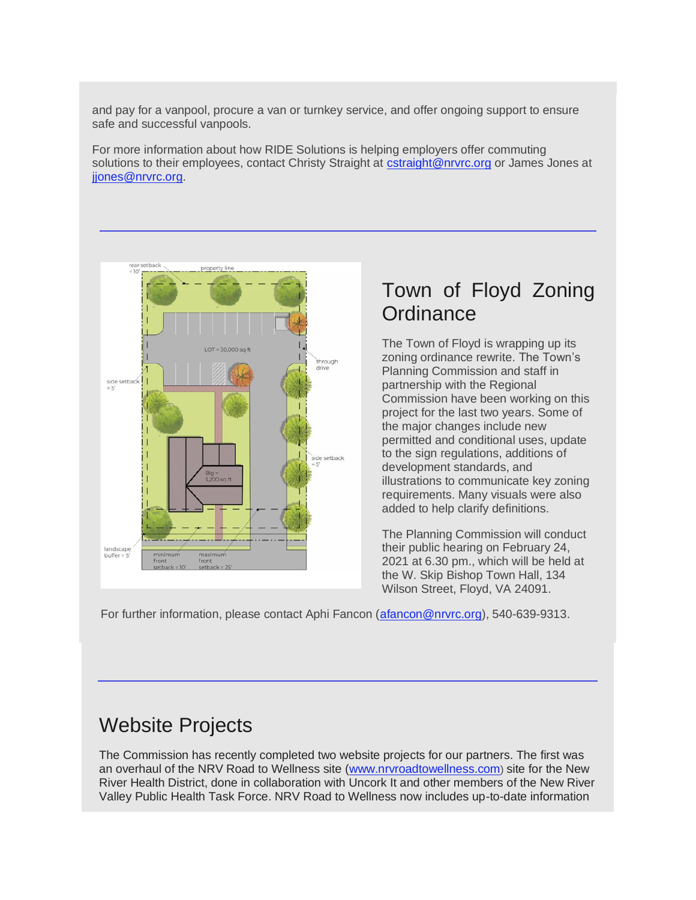and pay for a vanpool, procure a van or turnkey service, and offer ongoing support to ensure safe and successful vanpools.

For more information about how RIDE Solutions is helping employers offer commuting solutions to their employees, contact Christy Straight at cstraight@nrvrc.org or James Jones at jjones@nrvrc.org.

---

rear setback = 10'
property line
LOT = 30,000 sq ft
through drive
side setback = 5'
side setback = 5'
Blg = 3,200 sq ft
landscape buffer = 5'
minimum front setback = 10'
maximum front setback = 25'

## Town of Floyd Zoning Ordinance

The Town of Floyd is wrapping up its zoning ordinance rewrite. The Town's Planning Commission and staff in partnership with the Regional Commission have been working on this project for the last two years. Some of the major changes include new permitted and conditional uses, update to the sign regulations, additions of development standards, and illustrations to communicate key zoning requirements. Many visuals were also added to help clarify definitions.

The Planning Commission will conduct their public hearing on February 24, 2021 at 6.30 pm., which will be held at the W. Skip Bishop Town Hall, 134 Wilson Street, Floyd, VA 24091.

For further information, please contact Aphi Fancon (afancon@nrvrc.org), 540-639-9313.

---

## Website Projects

The Commission has recently completed two website projects for our partners. The first was an overhaul of the NRV Road to Wellness site (www.nrvroadtowellness.com) site for the New River Health District, done in collaboration with Uncork It and other members of the New River Valley Public Health Task Force. NRV Road to Wellness now includes up-to-date information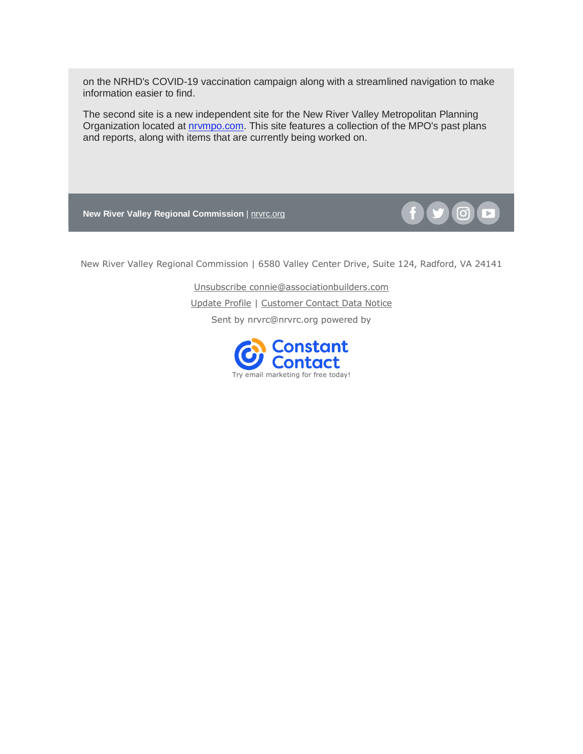on the NRHD's COVID-19 vaccination campaign along with a streamlined navigation to make information easier to find.

The second site is a new independent site for the New River Valley Metropolitan Planning Organization located at nrvmpo.com. This site features a collection of the MPO's past plans and reports, along with items that are currently being worked on.

**New River Valley Regional Commission** | nrvrc.org

New River Valley Regional Commission | 6580 Valley Center Drive, Suite 124, Radford, VA 24141

Unsubscribe connie@associationbuilders.com

Update Profile | Customer Contact Data Notice

Sent by nrvrc@nrvrc.org powered by

Constant Contact

Try email marketing for free today!